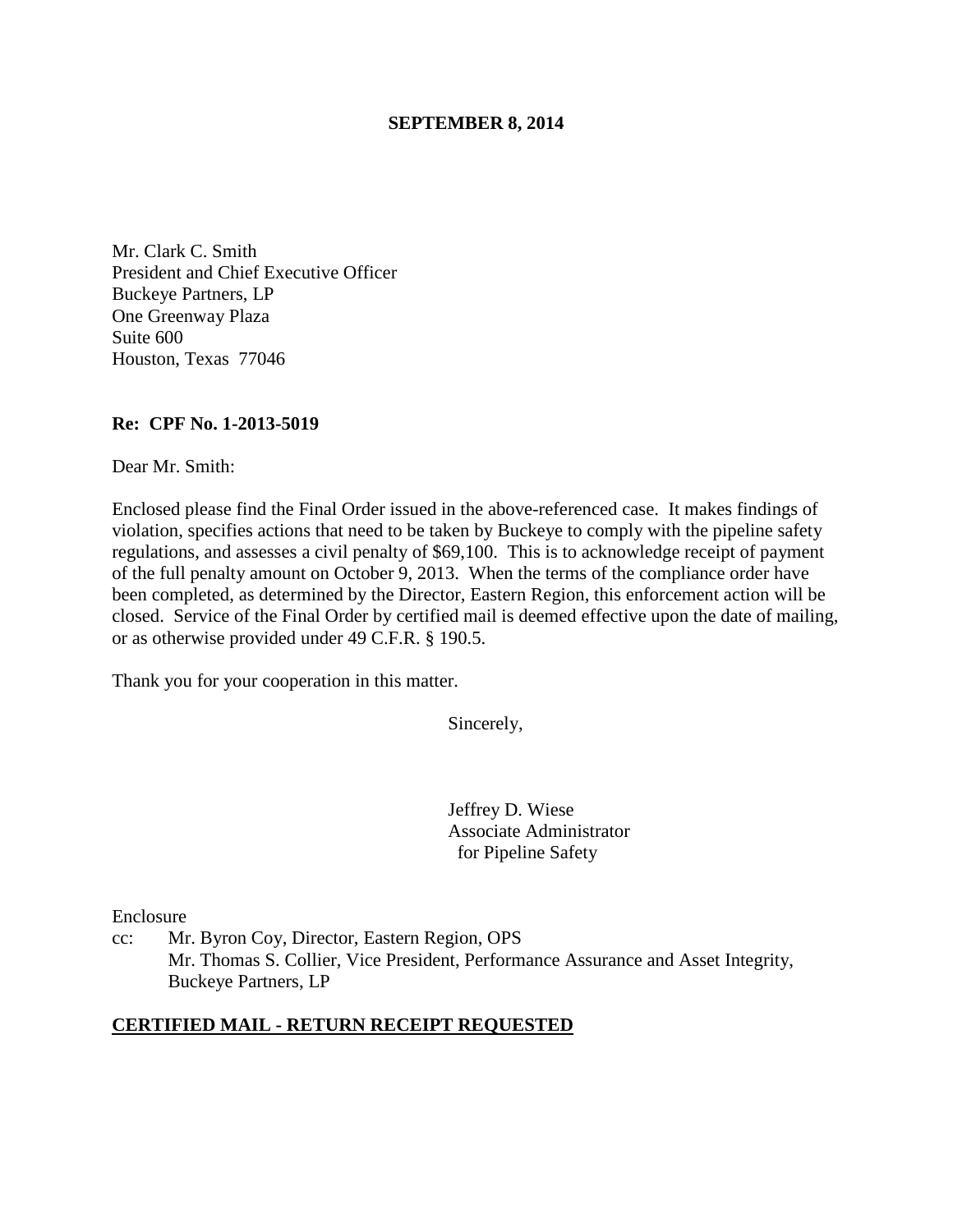**SEPTEMBER 8, 2014**

Mr. Clark C. Smith
President and Chief Executive Officer
Buckeye Partners, LP
One Greenway Plaza
Suite 600
Houston, Texas 77046

**Re: CPF No. 1-2013-5019**

Dear Mr. Smith:

Enclosed please find the Final Order issued in the above-referenced case. It makes findings of violation, specifies actions that need to be taken by Buckeye to comply with the pipeline safety regulations, and assesses a civil penalty of $69,100. This is to acknowledge receipt of payment of the full penalty amount on October 9, 2013. When the terms of the compliance order have been completed, as determined by the Director, Eastern Region, this enforcement action will be closed. Service of the Final Order by certified mail is deemed effective upon the date of mailing, or as otherwise provided under 49 C.F.R. § 190.5.

Thank you for your cooperation in this matter.

Sincerely,

Jeffrey D. Wiese
Associate Administrator
for Pipeline Safety

Enclosure

cc: Mr. Byron Coy, Director, Eastern Region, OPS
Mr. Thomas S. Collier, Vice President, Performance Assurance and Asset Integrity, Buckeye Partners, LP

**CERTIFIED MAIL - RETURN RECEIPT REQUESTED**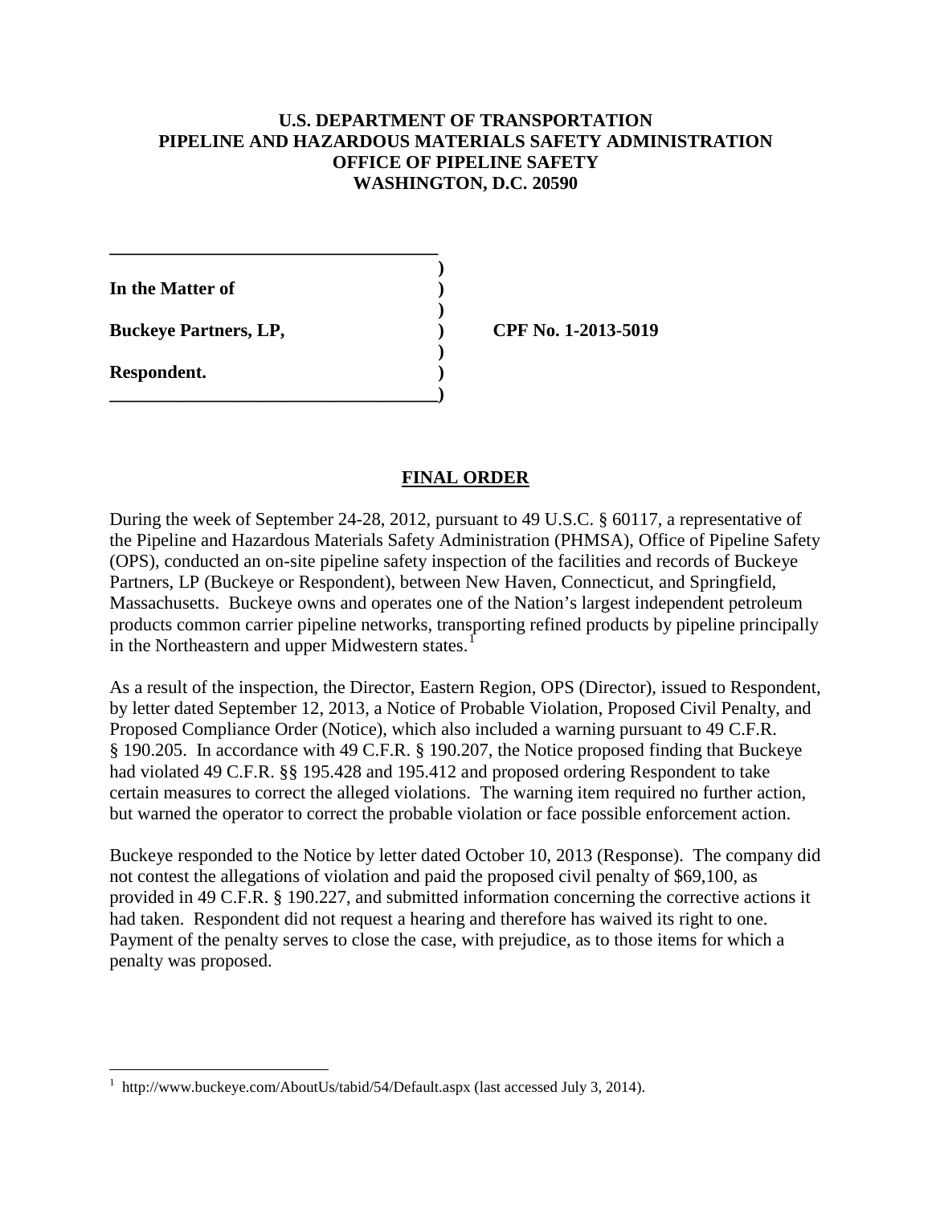**U.S. DEPARTMENT OF TRANSPORTATION**
**PIPELINE AND HAZARDOUS MATERIALS SAFETY ADMINISTRATION**
**OFFICE OF PIPELINE SAFETY**
**WASHINGTON, D.C. 20590**

**In the Matter of**

**Buckeye Partners, LP,** **CPF No. 1-2013-5019**

**Respondent.**

## FINAL ORDER

During the week of September 24-28, 2012, pursuant to 49 U.S.C. § 60117, a representative of the Pipeline and Hazardous Materials Safety Administration (PHMSA), Office of Pipeline Safety (OPS), conducted an on-site pipeline safety inspection of the facilities and records of Buckeye Partners, LP (Buckeye or Respondent), between New Haven, Connecticut, and Springfield, Massachusetts. Buckeye owns and operates one of the Nation's largest independent petroleum products common carrier pipeline networks, transporting refined products by pipeline principally in the Northeastern and upper Midwestern states.[1]

As a result of the inspection, the Director, Eastern Region, OPS (Director), issued to Respondent, by letter dated September 12, 2013, a Notice of Probable Violation, Proposed Civil Penalty, and Proposed Compliance Order (Notice), which also included a warning pursuant to 49 C.F.R. § 190.205. In accordance with 49 C.F.R. § 190.207, the Notice proposed finding that Buckeye had violated 49 C.F.R. §§ 195.428 and 195.412 and proposed ordering Respondent to take certain measures to correct the alleged violations. The warning item required no further action, but warned the operator to correct the probable violation or face possible enforcement action.

Buckeye responded to the Notice by letter dated October 10, 2013 (Response). The company did not contest the allegations of violation and paid the proposed civil penalty of $69,100, as provided in 49 C.F.R. § 190.227, and submitted information concerning the corrective actions it had taken. Respondent did not request a hearing and therefore has waived its right to one. Payment of the penalty serves to close the case, with prejudice, as to those items for which a penalty was proposed.

[1] http://www.buckeye.com/AboutUs/tabid/54/Default.aspx (last accessed July 3, 2014).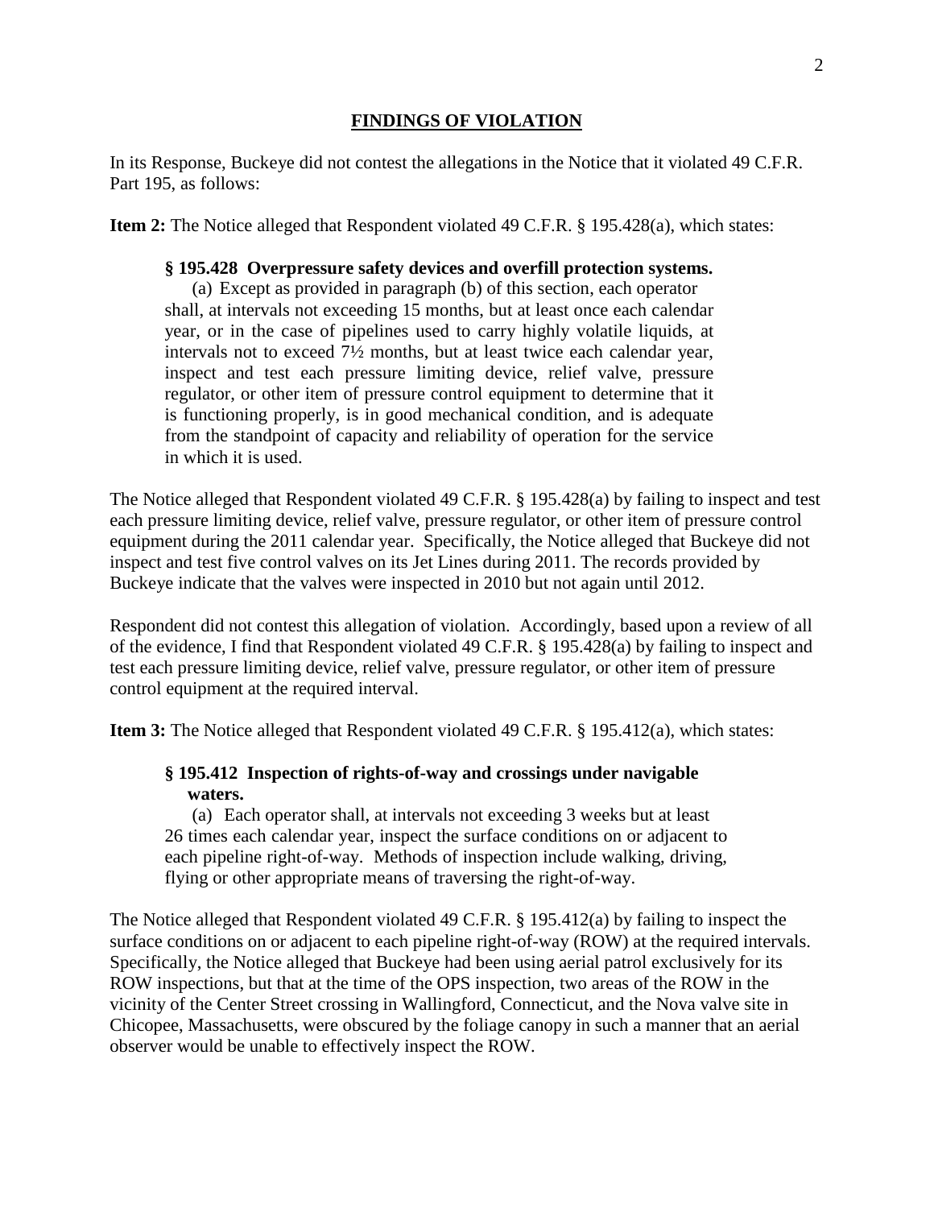## FINDINGS OF VIOLATION

In its Response, Buckeye did not contest the allegations in the Notice that it violated 49 C.F.R. Part 195, as follows:

**Item 2:** The Notice alleged that Respondent violated 49 C.F.R. § 195.428(a), which states:

> **§ 195.428 Overpressure safety devices and overfill protection systems.**
>
> (a) Except as provided in paragraph (b) of this section, each operator shall, at intervals not exceeding 15 months, but at least once each calendar year, or in the case of pipelines used to carry highly volatile liquids, at intervals not to exceed 7½ months, but at least twice each calendar year, inspect and test each pressure limiting device, relief valve, pressure regulator, or other item of pressure control equipment to determine that it is functioning properly, is in good mechanical condition, and is adequate from the standpoint of capacity and reliability of operation for the service in which it is used.

The Notice alleged that Respondent violated 49 C.F.R. § 195.428(a) by failing to inspect and test each pressure limiting device, relief valve, pressure regulator, or other item of pressure control equipment during the 2011 calendar year. Specifically, the Notice alleged that Buckeye did not inspect and test five control valves on its Jet Lines during 2011. The records provided by Buckeye indicate that the valves were inspected in 2010 but not again until 2012.

Respondent did not contest this allegation of violation. Accordingly, based upon a review of all of the evidence, I find that Respondent violated 49 C.F.R. § 195.428(a) by failing to inspect and test each pressure limiting device, relief valve, pressure regulator, or other item of pressure control equipment at the required interval.

**Item 3:** The Notice alleged that Respondent violated 49 C.F.R. § 195.412(a), which states:

> **§ 195.412 Inspection of rights-of-way and crossings under navigable waters.**
>
> (a) Each operator shall, at intervals not exceeding 3 weeks but at least 26 times each calendar year, inspect the surface conditions on or adjacent to each pipeline right-of-way. Methods of inspection include walking, driving, flying or other appropriate means of traversing the right-of-way.

The Notice alleged that Respondent violated 49 C.F.R. § 195.412(a) by failing to inspect the surface conditions on or adjacent to each pipeline right-of-way (ROW) at the required intervals. Specifically, the Notice alleged that Buckeye had been using aerial patrol exclusively for its ROW inspections, but that at the time of the OPS inspection, two areas of the ROW in the vicinity of the Center Street crossing in Wallingford, Connecticut, and the Nova valve site in Chicopee, Massachusetts, were obscured by the foliage canopy in such a manner that an aerial observer would be unable to effectively inspect the ROW.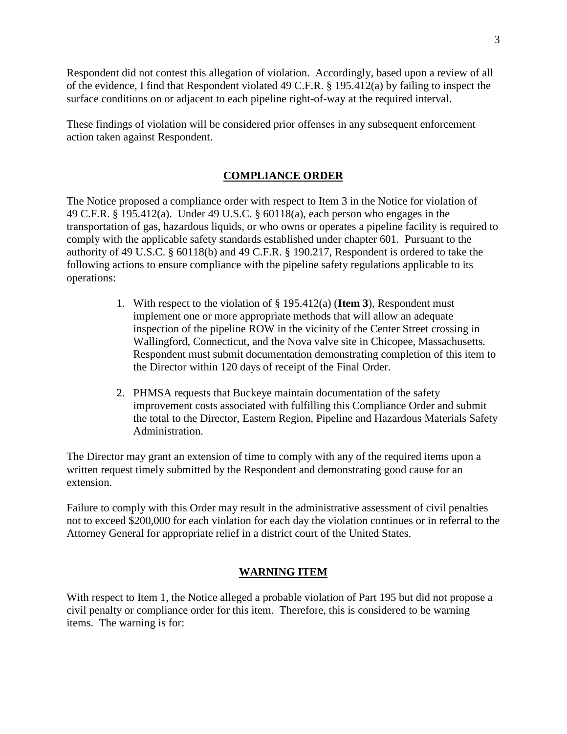Respondent did not contest this allegation of violation. Accordingly, based upon a review of all of the evidence, I find that Respondent violated 49 C.F.R. § 195.412(a) by failing to inspect the surface conditions on or adjacent to each pipeline right-of-way at the required interval.

These findings of violation will be considered prior offenses in any subsequent enforcement action taken against Respondent.

## COMPLIANCE ORDER

The Notice proposed a compliance order with respect to Item 3 in the Notice for violation of 49 C.F.R. § 195.412(a). Under 49 U.S.C. § 60118(a), each person who engages in the transportation of gas, hazardous liquids, or who owns or operates a pipeline facility is required to comply with the applicable safety standards established under chapter 601. Pursuant to the authority of 49 U.S.C. § 60118(b) and 49 C.F.R. § 190.217, Respondent is ordered to take the following actions to ensure compliance with the pipeline safety regulations applicable to its operations:

1. With respect to the violation of § 195.412(a) (**Item 3**), Respondent must implement one or more appropriate methods that will allow an adequate inspection of the pipeline ROW in the vicinity of the Center Street crossing in Wallingford, Connecticut, and the Nova valve site in Chicopee, Massachusetts. Respondent must submit documentation demonstrating completion of this item to the Director within 120 days of receipt of the Final Order.

2. PHMSA requests that Buckeye maintain documentation of the safety improvement costs associated with fulfilling this Compliance Order and submit the total to the Director, Eastern Region, Pipeline and Hazardous Materials Safety Administration.

The Director may grant an extension of time to comply with any of the required items upon a written request timely submitted by the Respondent and demonstrating good cause for an extension.

Failure to comply with this Order may result in the administrative assessment of civil penalties not to exceed $200,000 for each violation for each day the violation continues or in referral to the Attorney General for appropriate relief in a district court of the United States.

## WARNING ITEM

With respect to Item 1, the Notice alleged a probable violation of Part 195 but did not propose a civil penalty or compliance order for this item. Therefore, this is considered to be warning items. The warning is for: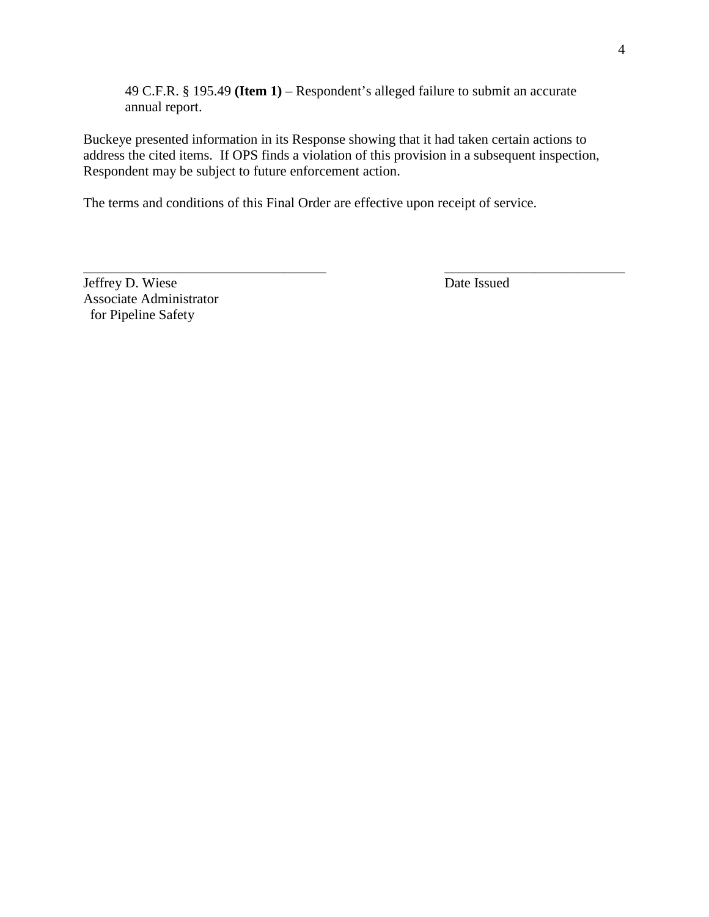49 C.F.R. § 195.49 **(Item 1)** – Respondent's alleged failure to submit an accurate annual report.

Buckeye presented information in its Response showing that it had taken certain actions to address the cited items. If OPS finds a violation of this provision in a subsequent inspection, Respondent may be subject to future enforcement action.

The terms and conditions of this Final Order are effective upon receipt of service.

\_\_\_\_\_\_\_\_\_\_\_\_\_\_\_\_\_\_\_\_\_\_\_\_\_\_\_\_\_\_\_\_\_\_\_\_  
Jeffrey D. Wiese  
Associate Administrator  
for Pipeline Safety

\_\_\_\_\_\_\_\_\_\_\_\_\_\_\_\_\_\_\_\_\_\_\_\_\_\_\_  
Date Issued